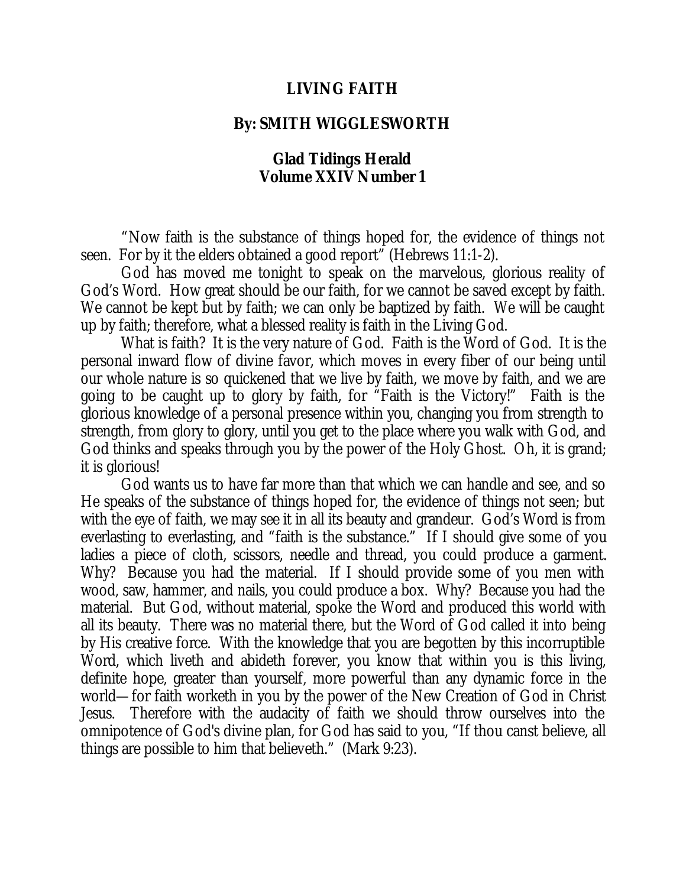# LIVING FAITH

## By: SMITH WIGGLESWORTH

### Glad Tidings Herald
### Volume XXIV Number 1

"Now faith is the substance of things hoped for, the evidence of things not seen. For by it the elders obtained a good report" (Hebrews 11:1-2).

God has moved me tonight to speak on the marvelous, glorious reality of God's Word. How great should be our faith, for we cannot be saved except by faith. We cannot be kept but by faith; we can only be baptized by faith. We will be caught up by faith; therefore, what a blessed reality is faith in the Living God.

What is faith? It is the very nature of God. Faith is the Word of God. It is the personal inward flow of divine favor, which moves in every fiber of our being until our whole nature is so quickened that we live by faith, we move by faith, and we are going to be caught up to glory by faith, for "Faith is the Victory!" Faith is the glorious knowledge of a personal presence within you, changing you from strength to strength, from glory to glory, until you get to the place where you walk with God, and God thinks and speaks through you by the power of the Holy Ghost. Oh, it is grand; it is glorious!

God wants us to have far more than that which we can handle and see, and so He speaks of the substance of things hoped for, the evidence of things not seen; but with the eye of faith, we may see it in all its beauty and grandeur. God's Word is from everlasting to everlasting, and "faith is the substance." If I should give some of you ladies a piece of cloth, scissors, needle and thread, you could produce a garment. Why? Because you had the material. If I should provide some of you men with wood, saw, hammer, and nails, you could produce a box. Why? Because you had the material. But God, without material, spoke the Word and produced this world with all its beauty. There was no material there, but the Word of God called it into being by His creative force. With the knowledge that you are begotten by this incorruptible Word, which liveth and abideth forever, you know that within you is this living, definite hope, greater than yourself, more powerful than any dynamic force in the world—for faith worketh in you by the power of the New Creation of God in Christ Jesus. Therefore with the audacity of faith we should throw ourselves into the omnipotence of God's divine plan, for God has said to you, "If thou canst believe, all things are possible to him that believeth." (Mark 9:23).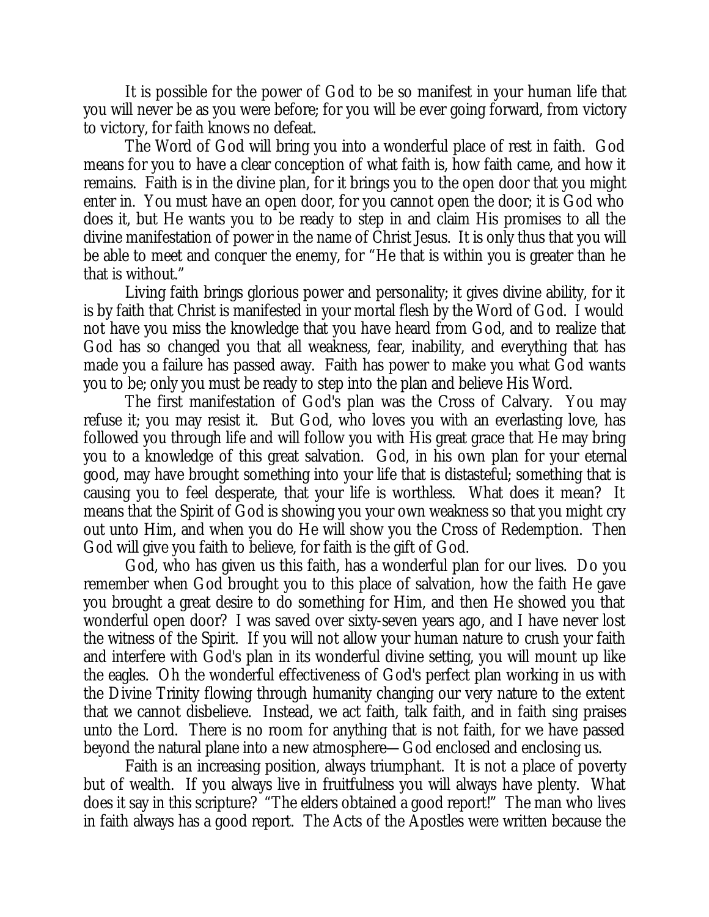It is possible for the power of God to be so manifest in your human life that you will never be as you were before; for you will be ever going forward, from victory to victory, for faith knows no defeat.

The Word of God will bring you into a wonderful place of rest in faith. God means for you to have a clear conception of what faith is, how faith came, and how it remains. Faith is in the divine plan, for it brings you to the open door that you might enter in. You must have an open door, for you cannot open the door; it is God who does it, but He wants you to be ready to step in and claim His promises to all the divine manifestation of power in the name of Christ Jesus. It is only thus that you will be able to meet and conquer the enemy, for "He that is within you is greater than he that is without."

Living faith brings glorious power and personality; it gives divine ability, for it is by faith that Christ is manifested in your mortal flesh by the Word of God. I would not have you miss the knowledge that you have heard from God, and to realize that God has so changed you that all weakness, fear, inability, and everything that has made you a failure has passed away. Faith has power to make you what God wants you to be; only you must be ready to step into the plan and believe His Word.

The first manifestation of God's plan was the Cross of Calvary. You may refuse it; you may resist it. But God, who loves you with an everlasting love, has followed you through life and will follow you with His great grace that He may bring you to a knowledge of this great salvation. God, in his own plan for your eternal good, may have brought something into your life that is distasteful; something that is causing you to feel desperate, that your life is worthless. What does it mean? It means that the Spirit of God is showing you your own weakness so that you might cry out unto Him, and when you do He will show you the Cross of Redemption. Then God will give you faith to believe, for faith is the gift of God.

God, who has given us this faith, has a wonderful plan for our lives. Do you remember when God brought you to this place of salvation, how the faith He gave you brought a great desire to do something for Him, and then He showed you that wonderful open door? I was saved over sixty-seven years ago, and I have never lost the witness of the Spirit. If you will not allow your human nature to crush your faith and interfere with God's plan in its wonderful divine setting, you will mount up like the eagles. Oh the wonderful effectiveness of God's perfect plan working in us with the Divine Trinity flowing through humanity changing our very nature to the extent that we cannot disbelieve. Instead, we act faith, talk faith, and in faith sing praises unto the Lord. There is no room for anything that is not faith, for we have passed beyond the natural plane into a new atmosphere— God enclosed and enclosing us.

Faith is an increasing position, always triumphant. It is not a place of poverty but of wealth. If you always live in fruitfulness you will always have plenty. What does it say in this scripture? "The elders obtained a good report!" The man who lives in faith always has a good report. The Acts of the Apostles were written because the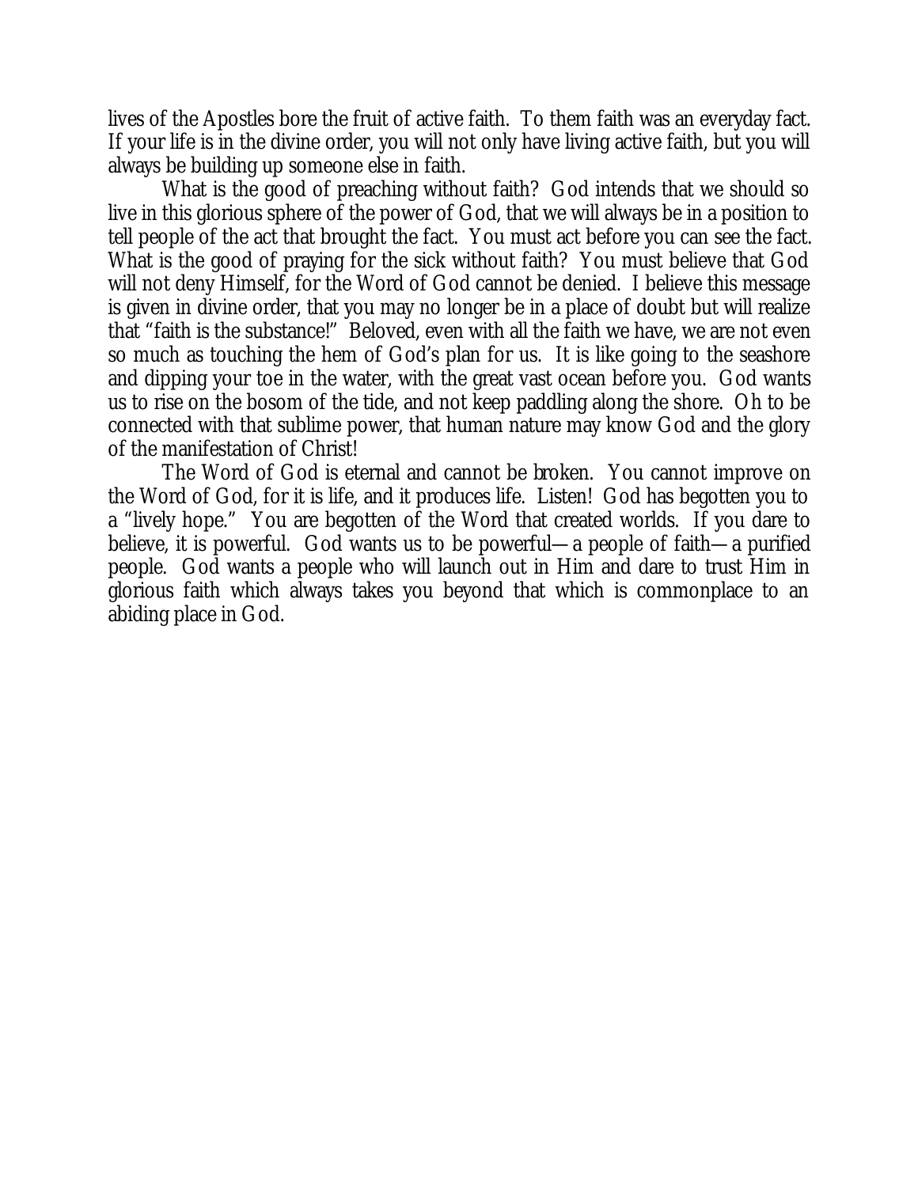lives of the Apostles bore the fruit of active faith. To them faith was an everyday fact. If your life is in the divine order, you will not only have living active faith, but you will always be building up someone else in faith.

What is the good of preaching without faith? God intends that we should so live in this glorious sphere of the power of God, that we will always be in a position to tell people of the act that brought the fact. You must act before you can see the fact. What is the good of praying for the sick without faith? You must believe that God will not deny Himself, for the Word of God cannot be denied. I believe this message is given in divine order, that you may no longer be in a place of doubt but will realize that "faith is the substance!" Beloved, even with all the faith we have, we are not even so much as touching the hem of God's plan for us. It is like going to the seashore and dipping your toe in the water, with the great vast ocean before you. God wants us to rise on the bosom of the tide, and not keep paddling along the shore. Oh to be connected with that sublime power, that human nature may know God and the glory of the manifestation of Christ!

The Word of God is eternal and cannot be broken. You cannot improve on the Word of God, for it is life, and it produces life. Listen! God has begotten you to a "lively hope." You are begotten of the Word that created worlds. If you dare to believe, it is powerful. God wants us to be powerful—a people of faith—a purified people. God wants a people who will launch out in Him and dare to trust Him in glorious faith which always takes you beyond that which is commonplace to an abiding place in God.